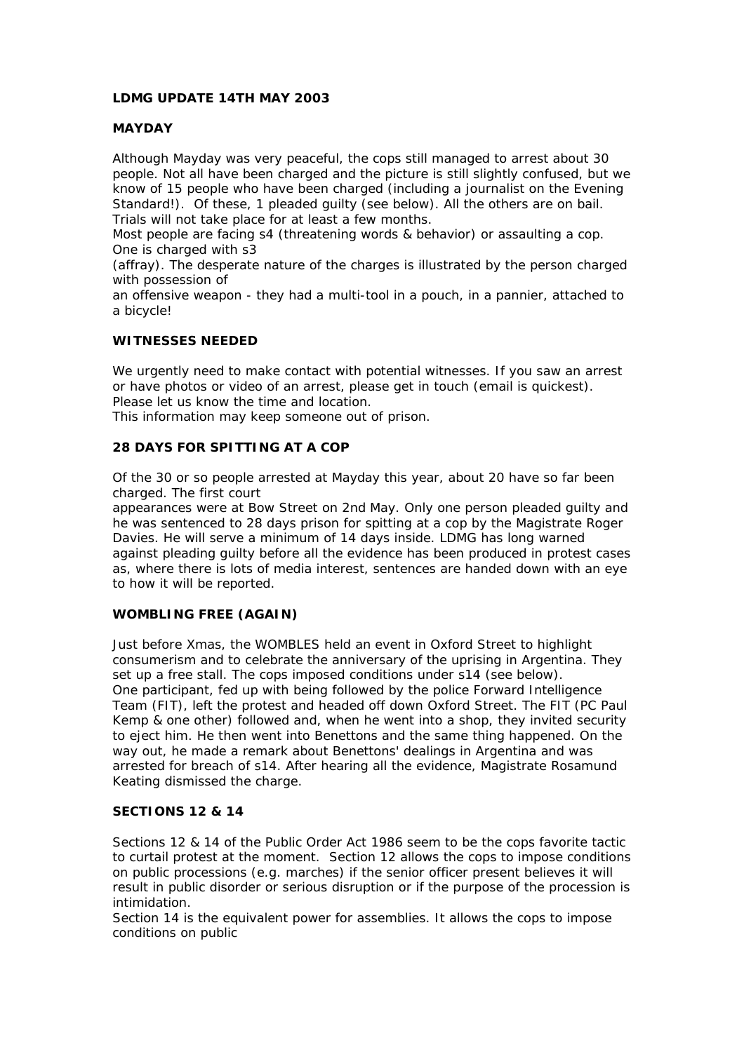**LDMG UPDATE 14TH MAY 2003**

**MAYDAY**

Although Mayday was very peaceful, the cops still managed to arrest about 30 people. Not all have been charged and the picture is still slightly confused, but we know of 15 people who have been charged (including a journalist on the Evening Standard!). Of these, 1 pleaded guilty (see below). All the others are on bail. Trials will not take place for at least a few months.
Most people are facing s4 (threatening words & behavior) or assaulting a cop. One is charged with s3
(affray). The desperate nature of the charges is illustrated by the person charged with possession of
an offensive weapon - they had a multi-tool in a pouch, in a pannier, attached to a bicycle!

**WITNESSES NEEDED**

We urgently need to make contact with potential witnesses. If you saw an arrest or have photos or video of an arrest, please get in touch (email is quickest). Please let us know the time and location.
This information may keep someone out of prison.

**28 DAYS FOR SPITTING AT A COP**

Of the 30 or so people arrested at Mayday this year, about 20 have so far been charged. The first court
appearances were at Bow Street on 2nd May. Only one person pleaded guilty and he was sentenced to 28 days prison for spitting at a cop by the Magistrate Roger Davies. He will serve a minimum of 14 days inside. LDMG has long warned against pleading guilty before all the evidence has been produced in protest cases as, where there is lots of media interest, sentences are handed down with an eye to how it will be reported.

**WOMBLING FREE (AGAIN)**

Just before Xmas, the WOMBLES held an event in Oxford Street to highlight consumerism and to celebrate the anniversary of the uprising in Argentina. They set up a free stall. The cops imposed conditions under s14 (see below).
One participant, fed up with being followed by the police Forward Intelligence Team (FIT), left the protest and headed off down Oxford Street. The FIT (PC Paul Kemp & one other) followed and, when he went into a shop, they invited security to eject him. He then went into Benettons and the same thing happened. On the way out, he made a remark about Benettons' dealings in Argentina and was arrested for breach of s14. After hearing all the evidence, Magistrate Rosamund Keating dismissed the charge.

**SECTIONS 12 & 14**

Sections 12 & 14 of the Public Order Act 1986 seem to be the cops favorite tactic to curtail protest at the moment. Section 12 allows the cops to impose conditions on public processions (e.g. marches) if the senior officer present believes it will result in public disorder or serious disruption or if the purpose of the procession is intimidation.
Section 14 is the equivalent power for assemblies. It allows the cops to impose conditions on public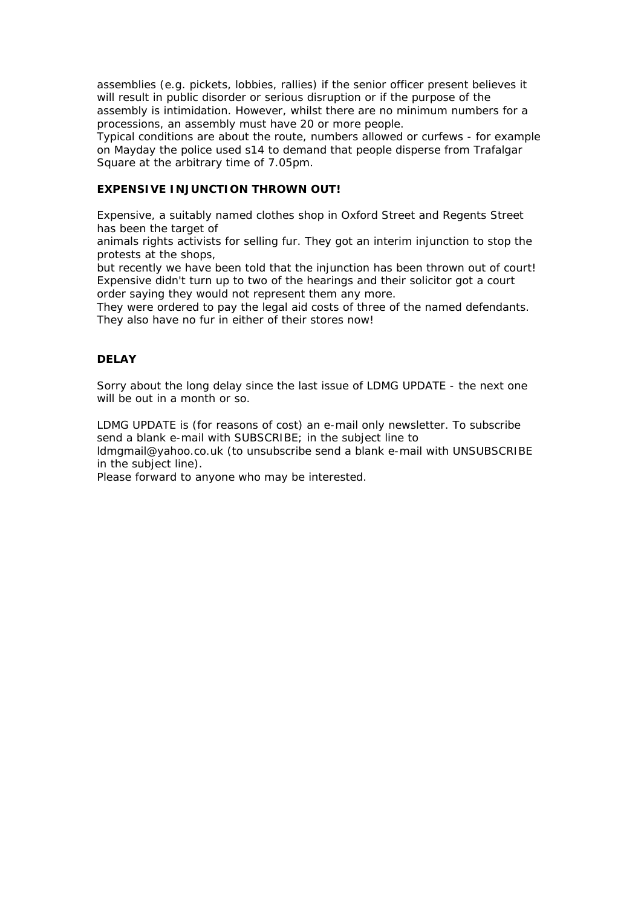assemblies (e.g. pickets, lobbies, rallies) if the senior officer present believes it will result in public disorder or serious disruption or if the purpose of the assembly is intimidation. However, whilst there are no minimum numbers for a processions, an assembly must have 20 or more people.
Typical conditions are about the route, numbers allowed or curfews - for example on Mayday the police used s14 to demand that people disperse from Trafalgar Square at the arbitrary time of 7.05pm.

**EXPENSIVE INJUNCTION THROWN OUT!**

Expensive, a suitably named clothes shop in Oxford Street and Regents Street has been the target of
animals rights activists for selling fur. They got an interim injunction to stop the protests at the shops,
but recently we have been told that the injunction has been thrown out of court!
Expensive didn't turn up to two of the hearings and their solicitor got a court order saying they would not represent them any more.
They were ordered to pay the legal aid costs of three of the named defendants.
They also have no fur in either of their stores now!

**DELAY**

Sorry about the long delay since the last issue of LDMG UPDATE - the next one will be out in a month or so.

LDMG UPDATE is (for reasons of cost) an e-mail only newsletter. To subscribe send a blank e-mail with SUBSCRIBE; in the subject line to
ldmgmail@yahoo.co.uk (to unsubscribe send a blank e-mail with UNSUBSCRIBE in the subject line).
Please forward to anyone who may be interested.